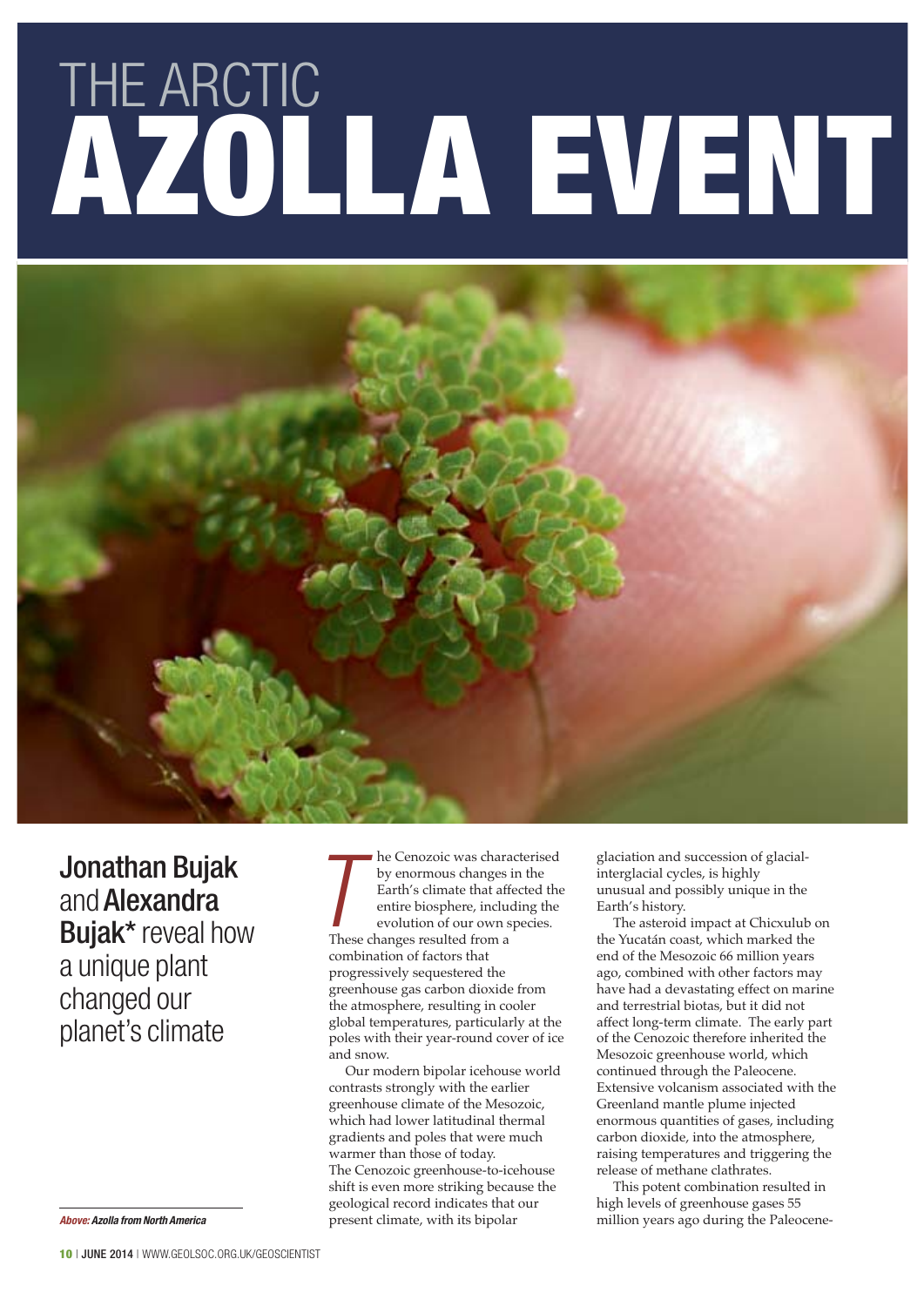# THE ARCTIC AZOLLA EVENT

**Jonathan Bujak** and **Alexandra Bujak*** reveal how a unique plant changed our planet's climate

*Above: Azolla from North America*

The Cenozoic was characterised by enormous changes in the Earth's climate that affected the entire biosphere, including the evolution of our own species. These changes resulted from a combination of factors that progressively sequestered the greenhouse gas carbon dioxide from the atmosphere, resulting in cooler global temperatures, particularly at the poles with their year-round cover of ice and snow.

Our modern bipolar icehouse world contrasts strongly with the earlier greenhouse climate of the Mesozoic, which had lower latitudinal thermal gradients and poles that were much warmer than those of today. The Cenozoic greenhouse-to-icehouse shift is even more striking because the geological record indicates that our present climate, with its bipolar glaciation and succession of glacial-interglacial cycles, is highly unusual and possibly unique in the Earth's history.

The asteroid impact at Chicxulub on the Yucatán coast, which marked the end of the Mesozoic 66 million years ago, combined with other factors may have had a devastating effect on marine and terrestrial biotas, but it did not affect long-term climate. The early part of the Cenozoic therefore inherited the Mesozoic greenhouse world, which continued through the Paleocene. Extensive volcanism associated with the Greenland mantle plume injected enormous quantities of gases, including carbon dioxide, into the atmosphere, raising temperatures and triggering the release of methane clathrates.

This potent combination resulted in high levels of greenhouse gases 55 million years ago during the Paleocene-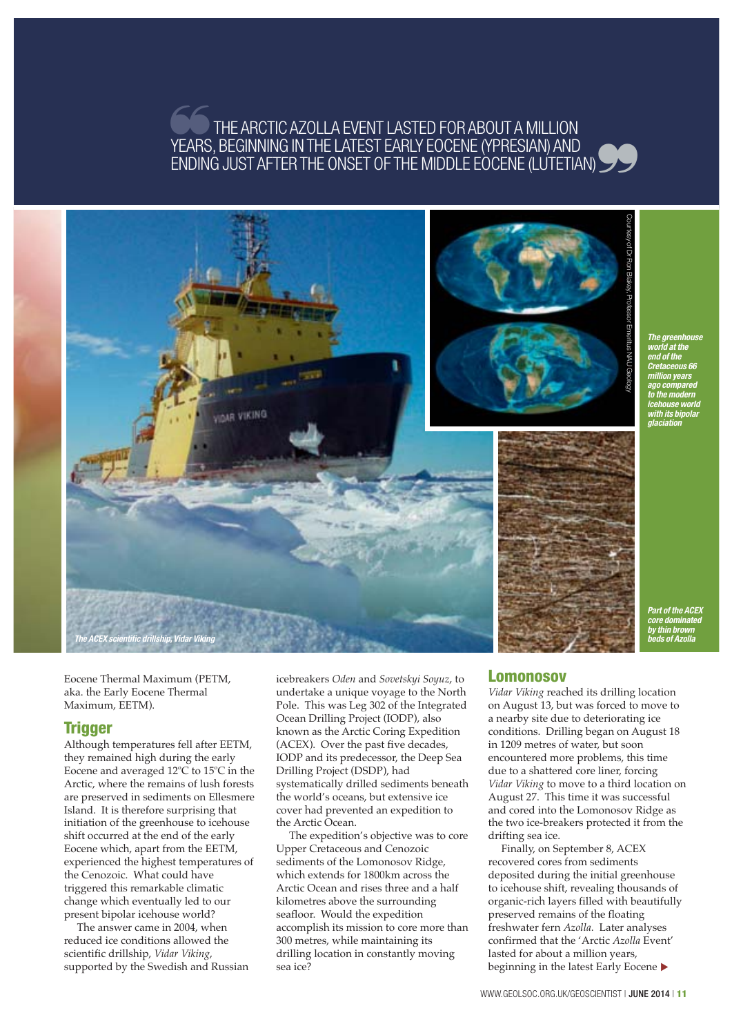> THE ARCTIC AZOLLA EVENT LASTED FOR ABOUT A MILLION YEARS, BEGINNING IN THE LATEST EARLY EOCENE (YPRESIAN) AND ENDING JUST AFTER THE ONSET OF THE MIDDLE EOCENE (LUTETIAN)

*The ACEX scientific drillship, Vidar Viking*

*The greenhouse world at the end of the Cretaceous 66 million years ago compared to the modern icehouse world with its bipolar glaciation*

Courtesy of Dr Ron Blakey, Professor Emeritus NAU Geology

*Part of the ACEX core dominated by thin brown beds of Azolla*

Eocene Thermal Maximum (PETM, aka. the Early Eocene Thermal Maximum, EETM).

## Trigger

Although temperatures fell after EETM, they remained high during the early Eocene and averaged 12°C to 15°C in the Arctic, where the remains of lush forests are preserved in sediments on Ellesmere Island. It is therefore surprising that initiation of the greenhouse to icehouse shift occurred at the end of the early Eocene which, apart from the EETM, experienced the highest temperatures of the Cenozoic. What could have triggered this remarkable climatic change which eventually led to our present bipolar icehouse world?

The answer came in 2004, when reduced ice conditions allowed the scientific drillship, *Vidar Viking*, supported by the Swedish and Russian icebreakers *Oden* and *Sovetskyi Soyuz*, to undertake a unique voyage to the North Pole. This was Leg 302 of the Integrated Ocean Drilling Project (IODP), also known as the Arctic Coring Expedition (ACEX). Over the past five decades, IODP and its predecessor, the Deep Sea Drilling Project (DSDP), had systematically drilled sediments beneath the world's oceans, but extensive ice cover had prevented an expedition to the Arctic Ocean.

The expedition's objective was to core Upper Cretaceous and Cenozoic sediments of the Lomonosov Ridge, which extends for 1800km across the Arctic Ocean and rises three and a half kilometres above the surrounding seafloor. Would the expedition accomplish its mission to core more than 300 metres, while maintaining its drilling location in constantly moving sea ice?

## Lomonosov

*Vidar Viking* reached its drilling location on August 13, but was forced to move to a nearby site due to deteriorating ice conditions. Drilling began on August 18 in 1209 metres of water, but soon encountered more problems, this time due to a shattered core liner, forcing *Vidar Viking* to move to a third location on August 27. This time it was successful and cored into the Lomonosov Ridge as the two ice-breakers protected it from the drifting sea ice.

Finally, on September 8, ACEX recovered cores from sediments deposited during the initial greenhouse to icehouse shift, revealing thousands of organic-rich layers filled with beautifully preserved remains of the floating freshwater fern *Azolla*. Later analyses confirmed that the 'Arctic *Azolla* Event' lasted for about a million years, beginning in the latest Early Eocene ▶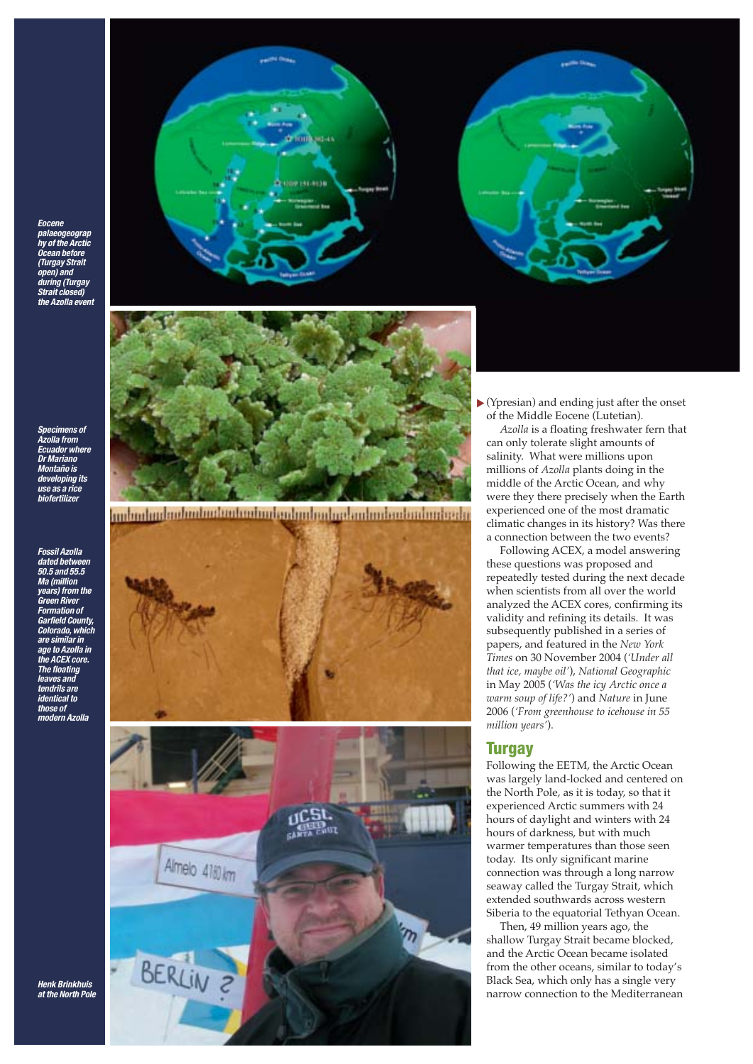Eocene palaeogeography of the Arctic Ocean before (Turgay Strait open) and during (Turgay Strait closed) the Azolla event

Specimens of Azolla from Ecuador where Dr Mariano Montaño is developing its use as a rice biofertilizer

Fossil Azolla dated between 50.5 and 55.5 Ma (million years) from the Green River Formation of Garfield County, Colorado, which are similar in age to Azolla in the ACEX core. The floating leaves and tendrils are identical to those of modern Azolla

Henk Brinkhuis at the North Pole

(Ypresian) and ending just after the onset of the Middle Eocene (Lutetian).

*Azolla* is a floating freshwater fern that can only tolerate slight amounts of salinity. What were millions upon millions of *Azolla* plants doing in the middle of the Arctic Ocean, and why were they there precisely when the Earth experienced one of the most dramatic climatic changes in its history? Was there a connection between the two events?

Following ACEX, a model answering these questions was proposed and repeatedly tested during the next decade when scientists from all over the world analyzed the ACEX cores, confirming its validity and refining its details. It was subsequently published in a series of papers, and featured in the *New York Times* on 30 November 2004 (*'Under all that ice, maybe oil'*), *National Geographic* in May 2005 (*'Was the icy Arctic once a warm soup of life?'*) and *Nature* in June 2006 (*'From greenhouse to icehouse in 55 million years'*).

## Turgay

Following the EETM, the Arctic Ocean was largely land-locked and centered on the North Pole, as it is today, so that it experienced Arctic summers with 24 hours of daylight and winters with 24 hours of darkness, but with much warmer temperatures than those seen today. Its only significant marine connection was through a long narrow seaway called the Turgay Strait, which extended southwards across western Siberia to the equatorial Tethyan Ocean.

Then, 49 million years ago, the shallow Turgay Strait became blocked, and the Arctic Ocean became isolated from the other oceans, similar to today's Black Sea, which only has a single very narrow connection to the Mediterranean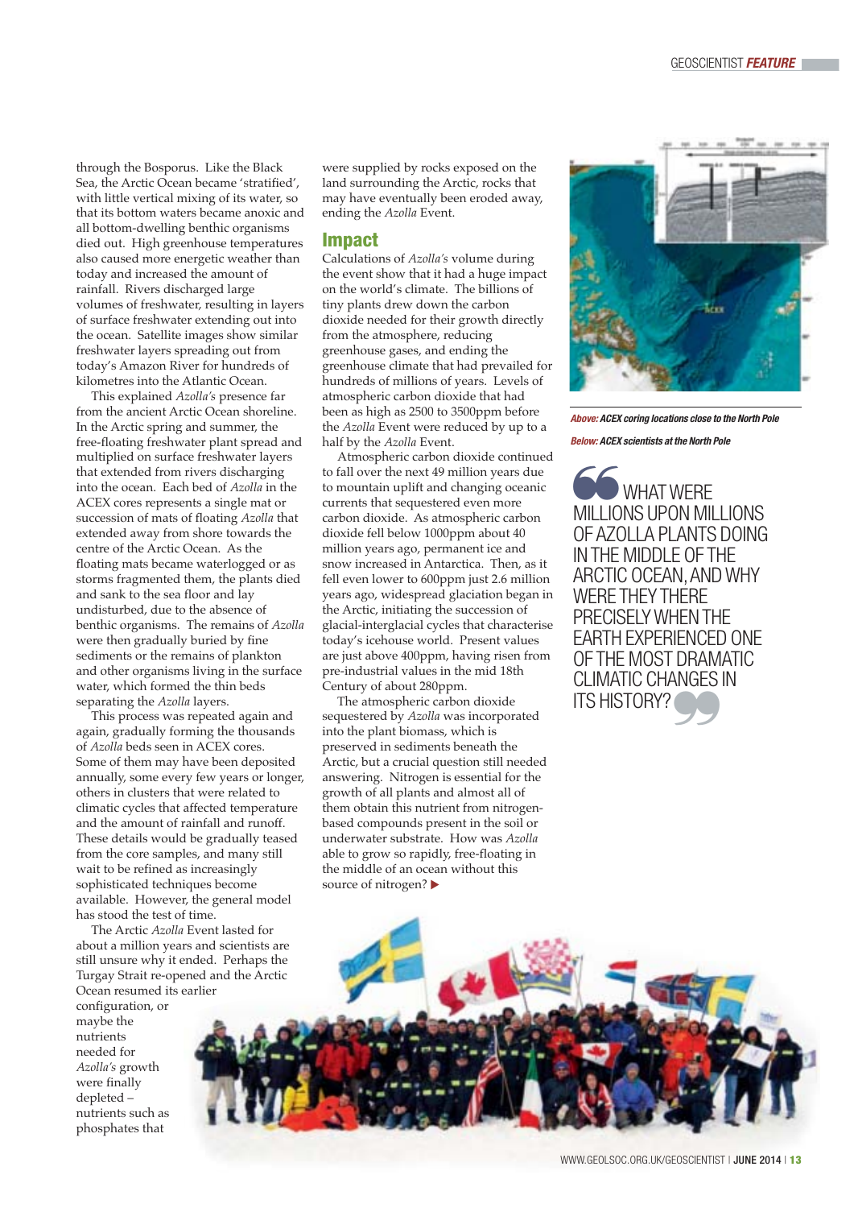through the Bosporus. Like the Black Sea, the Arctic Ocean became 'stratified', with little vertical mixing of its water, so that its bottom waters became anoxic and all bottom-dwelling benthic organisms died out. High greenhouse temperatures also caused more energetic weather than today and increased the amount of rainfall. Rivers discharged large volumes of freshwater, resulting in layers of surface freshwater extending out into the ocean. Satellite images show similar freshwater layers spreading out from today's Amazon River for hundreds of kilometres into the Atlantic Ocean.

This explained *Azolla's* presence far from the ancient Arctic Ocean shoreline. In the Arctic spring and summer, the free-floating freshwater plant spread and multiplied on surface freshwater layers that extended from rivers discharging into the ocean. Each bed of *Azolla* in the ACEX cores represents a single mat or succession of mats of floating *Azolla* that extended away from shore towards the centre of the Arctic Ocean. As the floating mats became waterlogged or as storms fragmented them, the plants died and sank to the sea floor and lay undisturbed, due to the absence of benthic organisms. The remains of *Azolla* were then gradually buried by fine sediments or the remains of plankton and other organisms living in the surface water, which formed the thin beds separating the *Azolla* layers.

This process was repeated again and again, gradually forming the thousands of *Azolla* beds seen in ACEX cores. Some of them may have been deposited annually, some every few years or longer, others in clusters that were related to climatic cycles that affected temperature and the amount of rainfall and runoff. These details would be gradually teased from the core samples, and many still wait to be refined as increasingly sophisticated techniques become available. However, the general model has stood the test of time.

The Arctic *Azolla* Event lasted for about a million years and scientists are still unsure why it ended. Perhaps the Turgay Strait re-opened and the Arctic Ocean resumed its earlier configuration, or maybe the nutrients needed for *Azolla's* growth were finally depleted – nutrients such as phosphates that were supplied by rocks exposed on the land surrounding the Arctic, rocks that may have eventually been eroded away, ending the *Azolla* Event.

## Impact

Calculations of *Azolla's* volume during the event show that it had a huge impact on the world's climate. The billions of tiny plants drew down the carbon dioxide needed for their growth directly from the atmosphere, reducing greenhouse gases, and ending the greenhouse climate that had prevailed for hundreds of millions of years. Levels of atmospheric carbon dioxide that had been as high as 2500 to 3500ppm before the *Azolla* Event were reduced by up to a half by the *Azolla* Event.

Atmospheric carbon dioxide continued to fall over the next 49 million years due to mountain uplift and changing oceanic currents that sequestered even more carbon dioxide. As atmospheric carbon dioxide fell below 1000ppm about 40 million years ago, permanent ice and snow increased in Antarctica. Then, as it fell even lower to 600ppm just 2.6 million years ago, widespread glaciation began in the Arctic, initiating the succession of glacial-interglacial cycles that characterise today's icehouse world. Present values are just above 400ppm, having risen from pre-industrial values in the mid 18th Century of about 280ppm.

The atmospheric carbon dioxide sequestered by *Azolla* was incorporated into the plant biomass, which is preserved in sediments beneath the Arctic, but a crucial question still needed answering. Nitrogen is essential for the growth of all plants and almost all of them obtain this nutrient from nitrogen-based compounds present in the soil or underwater substrate. How was *Azolla* able to grow so rapidly, free-floating in the middle of an ocean without this source of nitrogen? ▶

***Above:* ACEX coring locations close to the North Pole**

***Below:* ACEX scientists at the North Pole**

> WHAT WERE MILLIONS UPON MILLIONS OF AZOLLA PLANTS DOING IN THE MIDDLE OF THE ARCTIC OCEAN, AND WHY WERE THEY THERE PRECISELY WHEN THE EARTH EXPERIENCED ONE OF THE MOST DRAMATIC CLIMATIC CHANGES IN ITS HISTORY?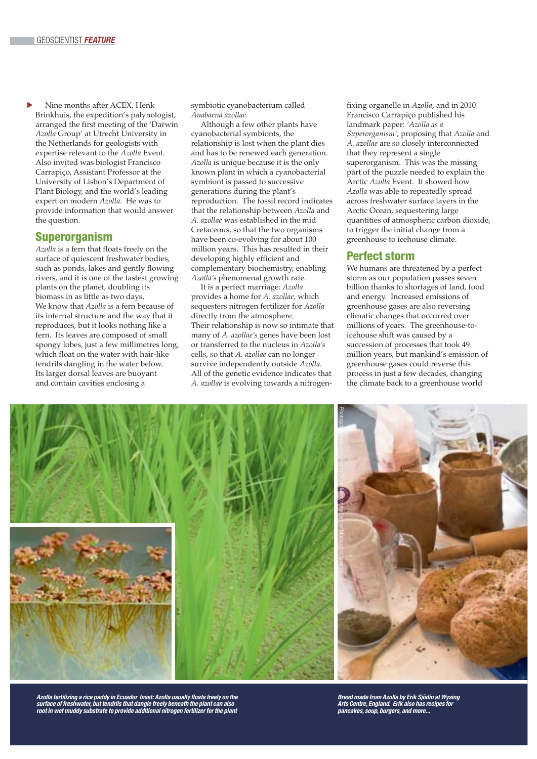Nine months after ACEX, Henk Brinkhuis, the expedition's palynologist, arranged the first meeting of the 'Darwin *Azolla* Group' at Utrecht University in the Netherlands for geologists with expertise relevant to the *Azolla* Event. Also invited was biologist Francisco Carrapiço, Assistant Professor at the University of Lisbon's Department of Plant Biology, and the world's leading expert on modern *Azolla*. He was to provide information that would answer the question.

## Superorganism

*Azolla* is a fern that floats freely on the surface of quiescent freshwater bodies, such as ponds, lakes and gently flowing rivers, and it is one of the fastest growing plants on the planet, doubling its biomass in as little as two days.
We know that *Azolla* is a fern because of its internal structure and the way that it reproduces, but it looks nothing like a fern. Its leaves are composed of small spongy lobes, just a few millimetres long, which float on the water with hair-like tendrils dangling in the water below.
Its larger dorsal leaves are buoyant and contain cavities enclosing a symbiotic cyanobacterium called *Anabaena azollae*.

Although a few other plants have cyanobacterial symbionts, the relationship is lost when the plant dies and has to be renewed each generation. *Azolla* is unique because it is the only known plant in which a cyanobacterial symbiont is passed to successive generations during the plant's reproduction. The fossil record indicates that the relationship between *Azolla* and *A. azollae* was established in the mid Cretaceous, so that the two organisms have been co-evolving for about 100 million years. This has resulted in their developing highly efficient and complementary biochemistry, enabling *Azolla's* phenomenal growth rate.

It is a perfect marriage: *Azolla* provides a home for *A. azollae*, which sequesters nitrogen fertilizer for *Azolla* directly from the atmosphere.
Their relationship is now so intimate that many of *A. azollae's* genes have been lost or transferred to the nucleus in *Azolla's* cells, so that *A. azollae* can no longer survive independently outside *Azolla*.
All of the genetic evidence indicates that *A. azollae* is evolving towards a nitrogen-fixing organelle in *Azolla*, and in 2010 Francisco Carrapiço published his landmark paper: *'Azolla as a Superorganism'*, proposing that *Azolla* and *A. azollae* are so closely interconnected that they represent a single superorganism. This was the missing part of the puzzle needed to explain the Arctic *Azolla* Event. It showed how *Azolla* was able to repeatedly spread across freshwater surface layers in the Arctic Ocean, sequestering large quantities of atmospheric carbon dioxide, to trigger the initial change from a greenhouse to icehouse climate.

## Perfect storm

We humans are threatened by a perfect storm as our population passes seven billion thanks to shortages of land, food and energy. Increased emissions of greenhouse gases are also reversing climatic changes that occurred over millions of years. The greenhouse-to-icehouse shift was caused by a succession of processes that took 49 million years, but mankind's emission of greenhouse gases could reverse this process in just a few decades, changing the climate back to a greenhouse world

***Azolla fertilizing a rice paddy in Ecuador Inset: Azolla usually floats freely on the surface of freshwater, but tendrils that dangle freely beneath the plant can also root in wet muddy substrate to provide additional nitrogen fertilizer for the plant***

***Bread made from Azolla by Erik Sjödin at Wysing Arts Centre, England. Erik also has recipes for pancakes, soup, burgers, and more...***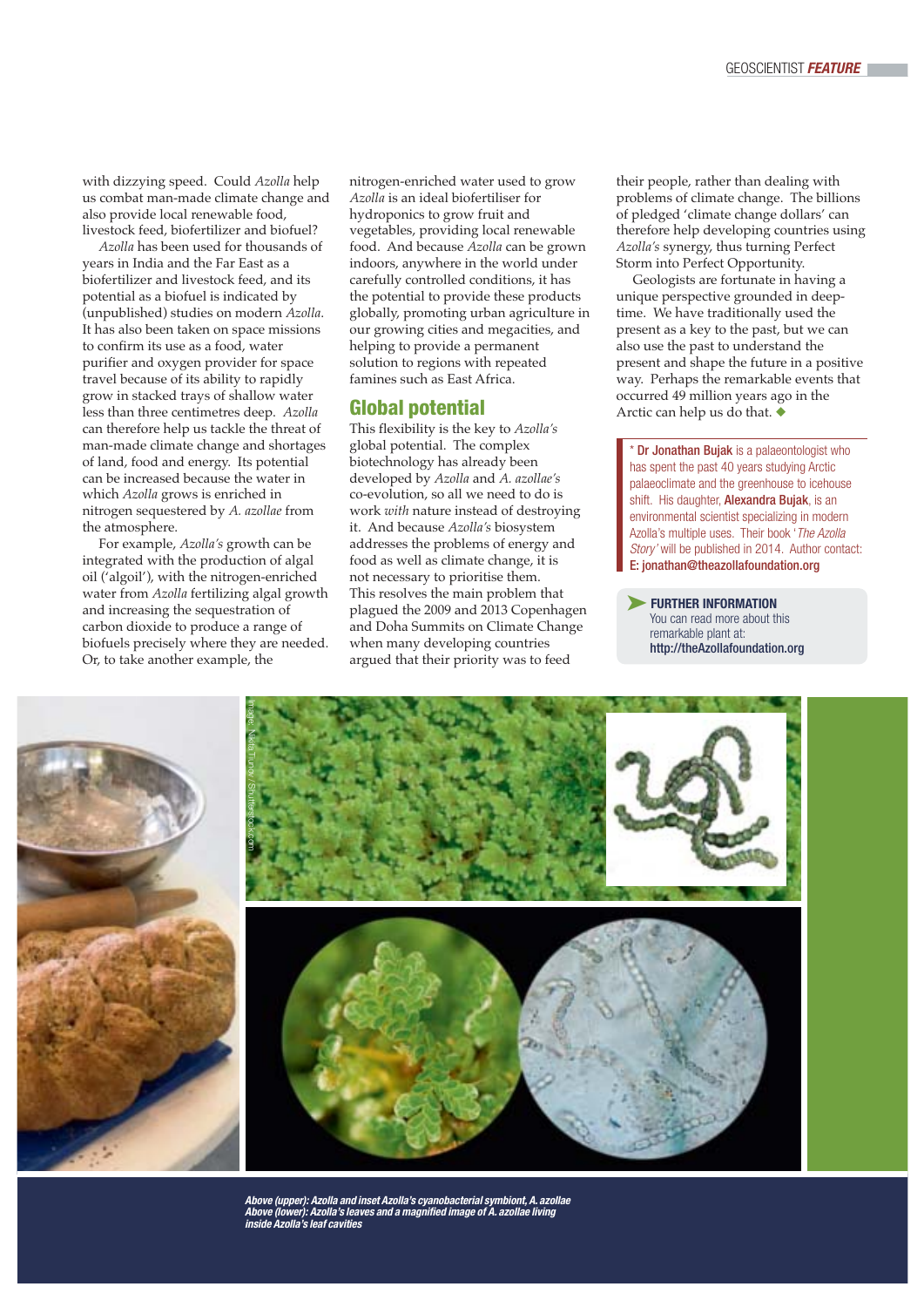with dizzying speed. Could *Azolla* help us combat man-made climate change and also provide local renewable food, livestock feed, biofertilizer and biofuel?

*Azolla* has been used for thousands of years in India and the Far East as a biofertilizer and livestock feed, and its potential as a biofuel is indicated by (unpublished) studies on modern *Azolla*. It has also been taken on space missions to confirm its use as a food, water purifier and oxygen provider for space travel because of its ability to rapidly grow in stacked trays of shallow water less than three centimetres deep. *Azolla* can therefore help us tackle the threat of man-made climate change and shortages of land, food and energy. Its potential can be increased because the water in which *Azolla* grows is enriched in nitrogen sequestered by *A. azollae* from the atmosphere.

For example, *Azolla's* growth can be integrated with the production of algal oil ('algoil'), with the nitrogen-enriched water from *Azolla* fertilizing algal growth and increasing the sequestration of carbon dioxide to produce a range of biofuels precisely where they are needed. Or, to take another example, the nitrogen-enriched water used to grow *Azolla* is an ideal biofertiliser for hydroponics to grow fruit and vegetables, providing local renewable food. And because *Azolla* can be grown indoors, anywhere in the world under carefully controlled conditions, it has the potential to provide these products globally, promoting urban agriculture in our growing cities and megacities, and helping to provide a permanent solution to regions with repeated famines such as East Africa.

## Global potential

This flexibility is the key to *Azolla's* global potential. The complex biotechnology has already been developed by *Azolla* and *A. azollae's* co-evolution, so all we need to do is work *with* nature instead of destroying it. And because *Azolla's* biosystem addresses the problems of energy and food as well as climate change, it is not necessary to prioritise them. This resolves the main problem that plagued the 2009 and 2013 Copenhagen and Doha Summits on Climate Change when many developing countries argued that their priority was to feed their people, rather than dealing with problems of climate change. The billions of pledged 'climate change dollars' can therefore help developing countries using *Azolla's* synergy, thus turning Perfect Storm into Perfect Opportunity.

Geologists are fortunate in having a unique perspective grounded in deep-time. We have traditionally used the present as a key to the past, but we can also use the past to understand the present and shape the future in a positive way. Perhaps the remarkable events that occurred 49 million years ago in the Arctic can help us do that. ◆

\* **Dr Jonathan Bujak** is a palaeontologist who has spent the past 40 years studying Arctic palaeoclimate and the greenhouse to icehouse shift. His daughter, **Alexandra Bujak**, is an environmental scientist specializing in modern Azolla's multiple uses. Their book '*The Azolla Story*' will be published in 2014. Author contact: **E: jonathan@theazollafoundation.org**

**FURTHER INFORMATION**
You can read more about this remarkable plant at:
**http://theAzollafoundation.org**

Image: Nikita Tiunov / Shutterstock.com

*Above (upper): Azolla and inset Azolla's cyanobacterial symbiont, A. azollae*
*Above (lower): Azolla's leaves and a magnified image of A. azollae living inside Azolla's leaf cavities*